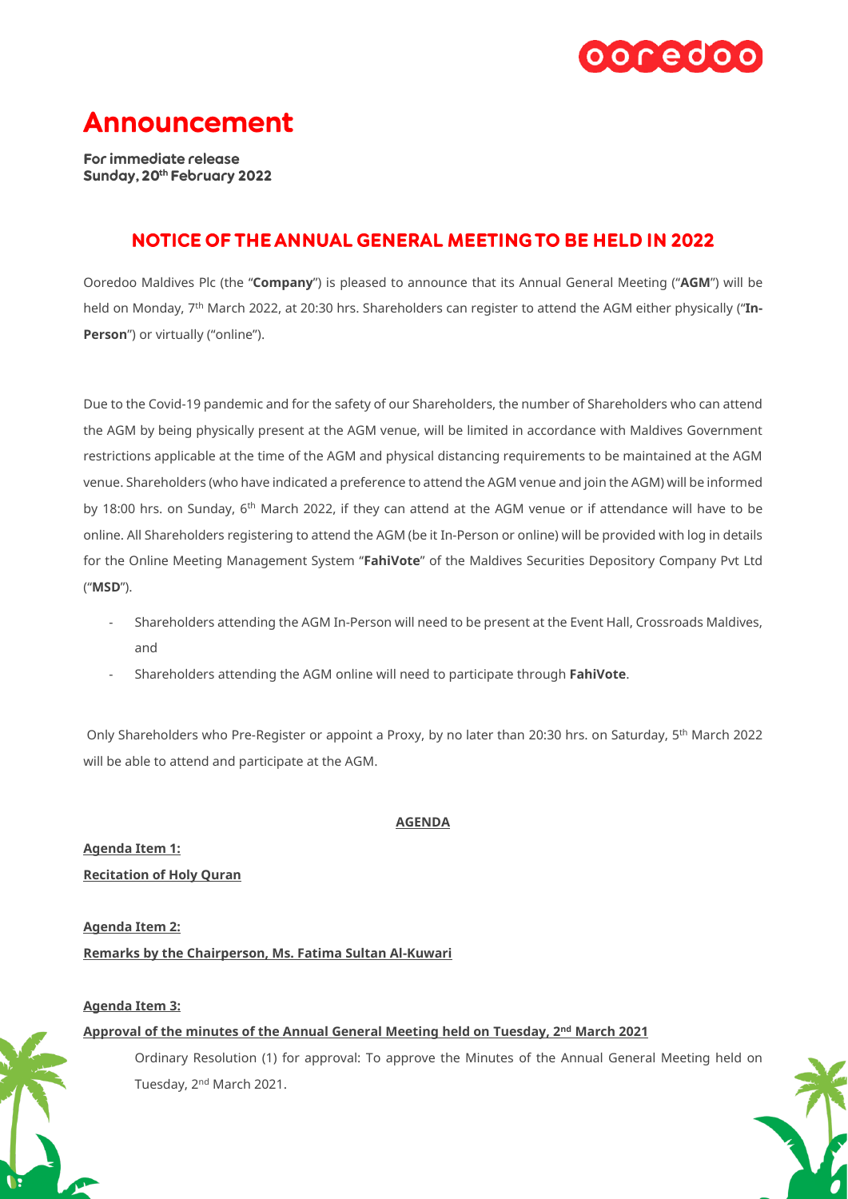# Announcement

**For immediate release**
**Sunday, 20th February 2022**

## NOTICE OF THE ANNUAL GENERAL MEETING TO BE HELD IN 2022

Ooredoo Maldives Plc (the "**Company**") is pleased to announce that its Annual General Meeting ("**AGM**") will be held on Monday, 7th March 2022, at 20:30 hrs. Shareholders can register to attend the AGM either physically ("**In-Person**") or virtually ("online").

Due to the Covid-19 pandemic and for the safety of our Shareholders, the number of Shareholders who can attend the AGM by being physically present at the AGM venue, will be limited in accordance with Maldives Government restrictions applicable at the time of the AGM and physical distancing requirements to be maintained at the AGM venue. Shareholders (who have indicated a preference to attend the AGM venue and join the AGM) will be informed by 18:00 hrs. on Sunday, 6th March 2022, if they can attend at the AGM venue or if attendance will have to be online. All Shareholders registering to attend the AGM (be it In-Person or online) will be provided with log in details for the Online Meeting Management System "**FahiVote**" of the Maldives Securities Depository Company Pvt Ltd ("**MSD**").

- Shareholders attending the AGM In-Person will need to be present at the Event Hall, Crossroads Maldives, and
- Shareholders attending the AGM online will need to participate through **FahiVote**.

Only Shareholders who Pre-Register or appoint a Proxy, by no later than 20:30 hrs. on Saturday, 5th March 2022 will be able to attend and participate at the AGM.

**AGENDA**

**Agenda Item 1:**
**Recitation of Holy Quran**

**Agenda Item 2:**
**Remarks by the Chairperson, Ms. Fatima Sultan Al-Kuwari**

**Agenda Item 3:**
**Approval of the minutes of the Annual General Meeting held on Tuesday, 2nd March 2021**

Ordinary Resolution (1) for approval: To approve the Minutes of the Annual General Meeting held on Tuesday, 2nd March 2021.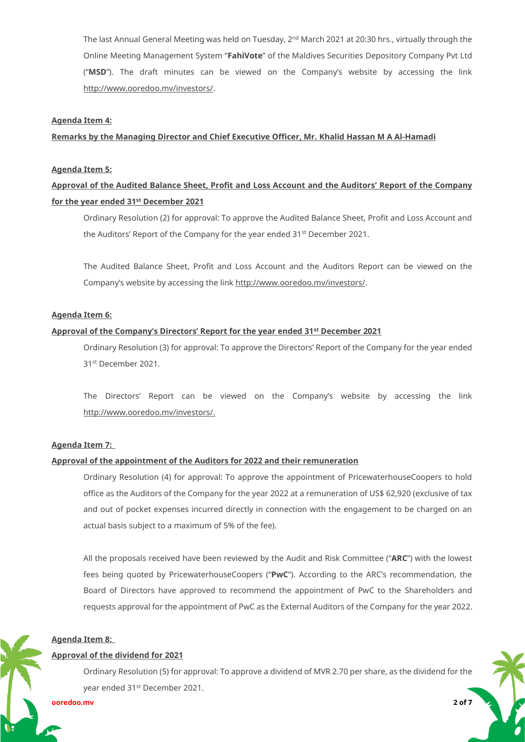The last Annual General Meeting was held on Tuesday, 2nd March 2021 at 20:30 hrs., virtually through the Online Meeting Management System "**FahiVote**" of the Maldives Securities Depository Company Pvt Ltd ("**MSD**"). The draft minutes can be viewed on the Company's website by accessing the link http://www.ooredoo.mv/investors/.

**Agenda Item 4:**

**Remarks by the Managing Director and Chief Executive Officer, Mr. Khalid Hassan M A Al-Hamadi**

**Agenda Item 5:**

**Approval of the Audited Balance Sheet, Profit and Loss Account and the Auditors' Report of the Company for the year ended 31st December 2021**

Ordinary Resolution (2) for approval: To approve the Audited Balance Sheet, Profit and Loss Account and the Auditors' Report of the Company for the year ended 31st December 2021.

The Audited Balance Sheet, Profit and Loss Account and the Auditors Report can be viewed on the Company's website by accessing the link http://www.ooredoo.mv/investors/.

**Agenda Item 6:**

**Approval of the Company's Directors' Report for the year ended 31st December 2021**

Ordinary Resolution (3) for approval: To approve the Directors' Report of the Company for the year ended 31st December 2021.

The Directors' Report can be viewed on the Company's website by accessing the link http://www.ooredoo.mv/investors/.

**Agenda Item 7:**

**Approval of the appointment of the Auditors for 2022 and their remuneration**

Ordinary Resolution (4) for approval: To approve the appointment of PricewaterhouseCoopers to hold office as the Auditors of the Company for the year 2022 at a remuneration of US$ 62,920 (exclusive of tax and out of pocket expenses incurred directly in connection with the engagement to be charged on an actual basis subject to a maximum of 5% of the fee).

All the proposals received have been reviewed by the Audit and Risk Committee ("**ARC**") with the lowest fees being quoted by PricewaterhouseCoopers ("**PwC**"). According to the ARC's recommendation, the Board of Directors have approved to recommend the appointment of PwC to the Shareholders and requests approval for the appointment of PwC as the External Auditors of the Company for the year 2022.

**Agenda Item 8:**

**Approval of the dividend for 2021**

Ordinary Resolution (5) for approval: To approve a dividend of MVR 2.70 per share, as the dividend for the year ended 31st December 2021.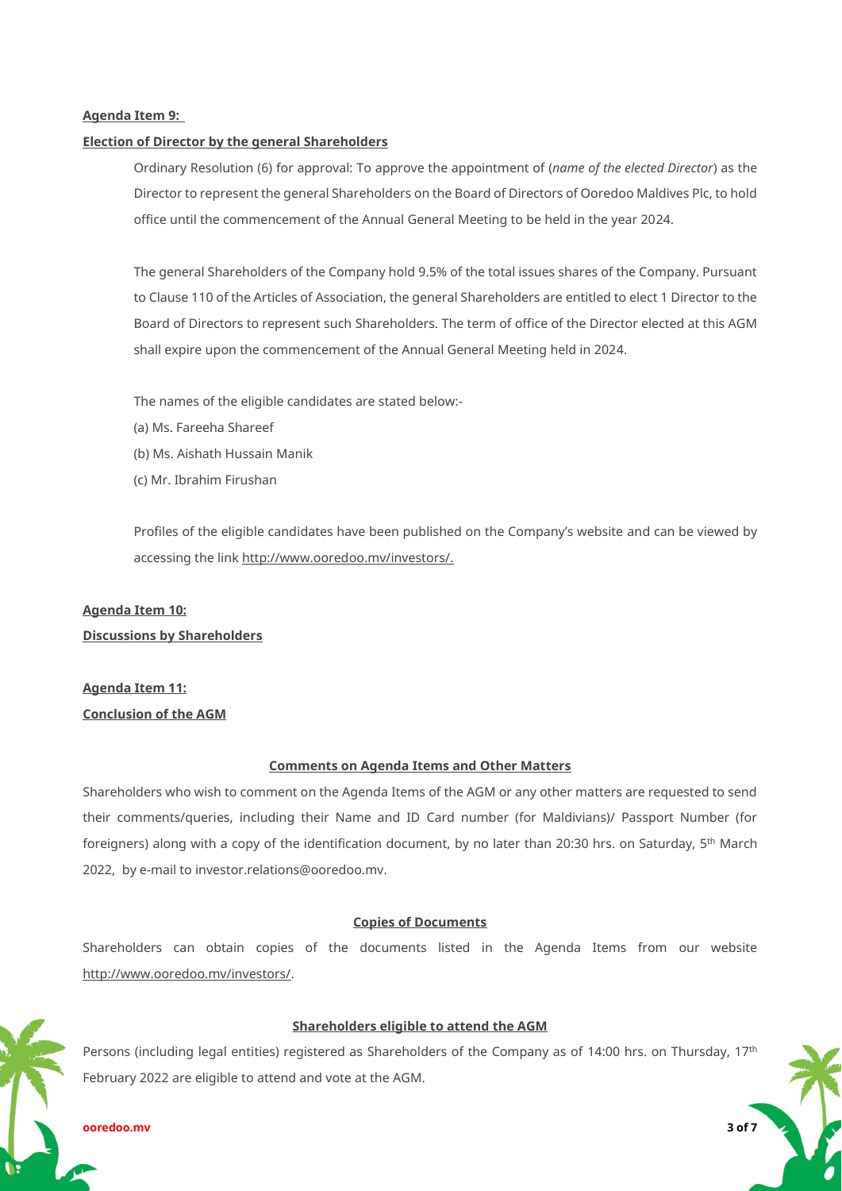**Agenda Item 9:**

**Election of Director by the general Shareholders**

Ordinary Resolution (6) for approval: To approve the appointment of (*name of the elected Director*) as the Director to represent the general Shareholders on the Board of Directors of Ooredoo Maldives Plc, to hold office until the commencement of the Annual General Meeting to be held in the year 2024.

The general Shareholders of the Company hold 9.5% of the total issues shares of the Company. Pursuant to Clause 110 of the Articles of Association, the general Shareholders are entitled to elect 1 Director to the Board of Directors to represent such Shareholders. The term of office of the Director elected at this AGM shall expire upon the commencement of the Annual General Meeting held in 2024.

The names of the eligible candidates are stated below:-

(a) Ms. Fareeha Shareef

(b) Ms. Aishath Hussain Manik

(c) Mr. Ibrahim Firushan

Profiles of the eligible candidates have been published on the Company's website and can be viewed by accessing the link http://www.ooredoo.mv/investors/.

**Agenda Item 10:**

**Discussions by Shareholders**

**Agenda Item 11:**

**Conclusion of the AGM**

**Comments on Agenda Items and Other Matters**

Shareholders who wish to comment on the Agenda Items of the AGM or any other matters are requested to send their comments/queries, including their Name and ID Card number (for Maldivians)/ Passport Number (for foreigners) along with a copy of the identification document, by no later than 20:30 hrs. on Saturday, 5th March 2022, by e-mail to investor.relations@ooredoo.mv.

**Copies of Documents**

Shareholders can obtain copies of the documents listed in the Agenda Items from our website http://www.ooredoo.mv/investors/.

**Shareholders eligible to attend the AGM**

Persons (including legal entities) registered as Shareholders of the Company as of 14:00 hrs. on Thursday, 17th February 2022 are eligible to attend and vote at the AGM.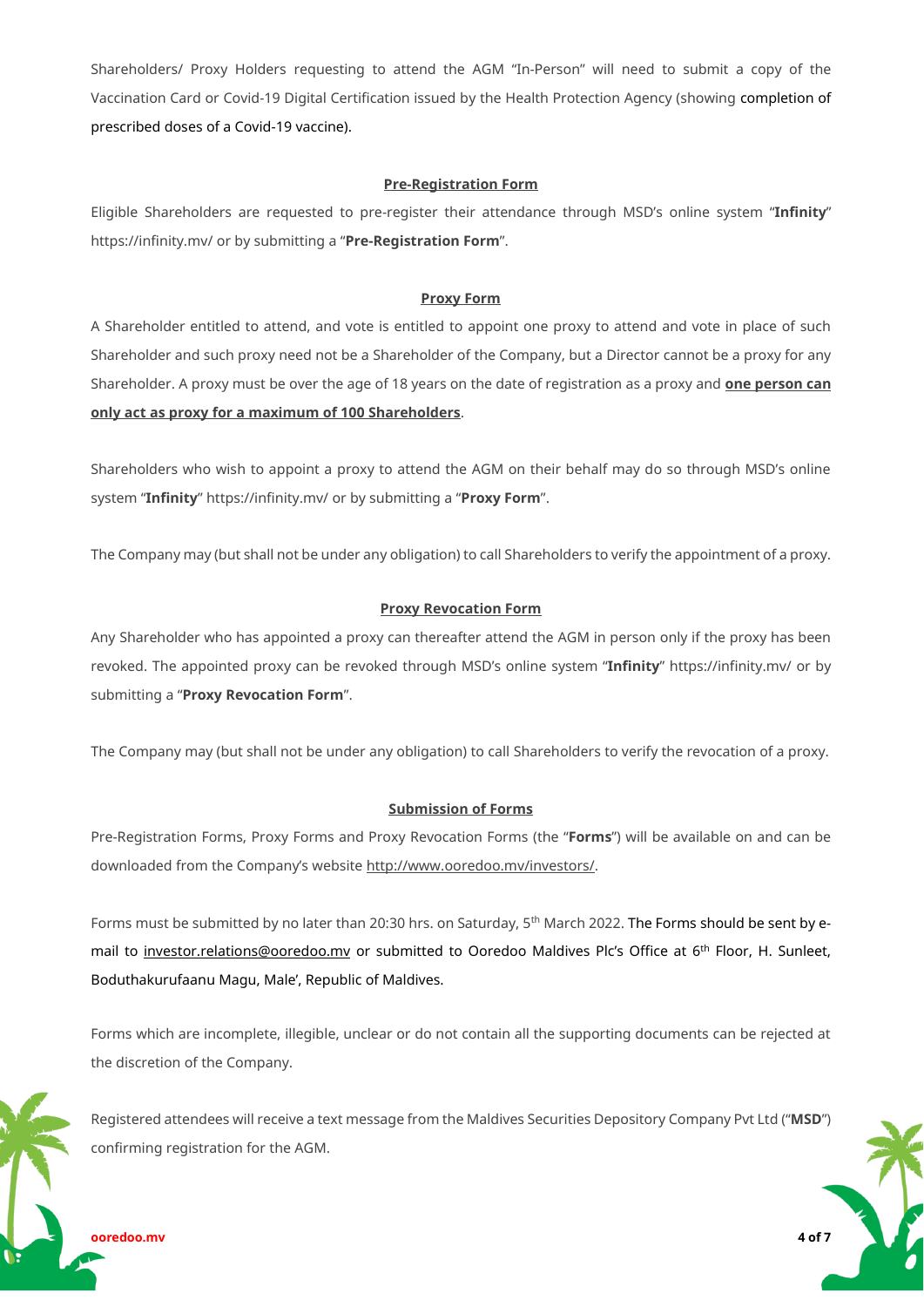Shareholders/ Proxy Holders requesting to attend the AGM "In-Person" will need to submit a copy of the Vaccination Card or Covid-19 Digital Certification issued by the Health Protection Agency (showing completion of prescribed doses of a Covid-19 vaccine).

### Pre-Registration Form

Eligible Shareholders are requested to pre-register their attendance through MSD's online system "**Infinity**" https://infinity.mv/ or by submitting a "**Pre-Registration Form**".

### Proxy Form

A Shareholder entitled to attend, and vote is entitled to appoint one proxy to attend and vote in place of such Shareholder and such proxy need not be a Shareholder of the Company, but a Director cannot be a proxy for any Shareholder. A proxy must be over the age of 18 years on the date of registration as a proxy and **one person can only act as proxy for a maximum of 100 Shareholders**.

Shareholders who wish to appoint a proxy to attend the AGM on their behalf may do so through MSD's online system "**Infinity**" https://infinity.mv/ or by submitting a "**Proxy Form**".

The Company may (but shall not be under any obligation) to call Shareholders to verify the appointment of a proxy.

### Proxy Revocation Form

Any Shareholder who has appointed a proxy can thereafter attend the AGM in person only if the proxy has been revoked. The appointed proxy can be revoked through MSD's online system "**Infinity**" https://infinity.mv/ or by submitting a "**Proxy Revocation Form**".

The Company may (but shall not be under any obligation) to call Shareholders to verify the revocation of a proxy.

### Submission of Forms

Pre-Registration Forms, Proxy Forms and Proxy Revocation Forms (the "**Forms**") will be available on and can be downloaded from the Company's website http://www.ooredoo.mv/investors/.

Forms must be submitted by no later than 20:30 hrs. on Saturday, 5th March 2022. The Forms should be sent by e-mail to investor.relations@ooredoo.mv or submitted to Ooredoo Maldives Plc's Office at 6th Floor, H. Sunleet, Boduthakurufaanu Magu, Male', Republic of Maldives.

Forms which are incomplete, illegible, unclear or do not contain all the supporting documents can be rejected at the discretion of the Company.

Registered attendees will receive a text message from the Maldives Securities Depository Company Pvt Ltd ("**MSD**") confirming registration for the AGM.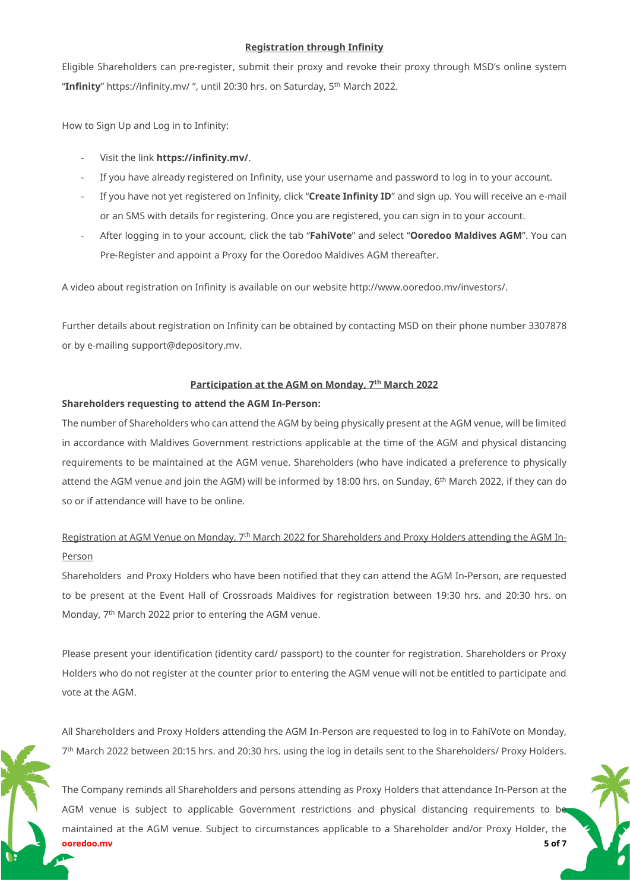**Registration through Infinity**

Eligible Shareholders can pre-register, submit their proxy and revoke their proxy through MSD's online system "**Infinity**" https://infinity.mv/ ", until 20:30 hrs. on Saturday, 5th March 2022.

How to Sign Up and Log in to Infinity:

- Visit the link **https://infinity.mv/**.
- If you have already registered on Infinity, use your username and password to log in to your account.
- If you have not yet registered on Infinity, click "**Create Infinity ID**" and sign up. You will receive an e-mail or an SMS with details for registering. Once you are registered, you can sign in to your account.
- After logging in to your account, click the tab "**FahiVote**" and select "**Ooredoo Maldives AGM**". You can Pre-Register and appoint a Proxy for the Ooredoo Maldives AGM thereafter.

A video about registration on Infinity is available on our website http://www.ooredoo.mv/investors/.

Further details about registration on Infinity can be obtained by contacting MSD on their phone number 3307878 or by e-mailing support@depository.mv.

**Participation at the AGM on Monday, 7th March 2022**

**Shareholders requesting to attend the AGM In-Person:**

The number of Shareholders who can attend the AGM by being physically present at the AGM venue, will be limited in accordance with Maldives Government restrictions applicable at the time of the AGM and physical distancing requirements to be maintained at the AGM venue. Shareholders (who have indicated a preference to physically attend the AGM venue and join the AGM) will be informed by 18:00 hrs. on Sunday, 6th March 2022, if they can do so or if attendance will have to be online.

Registration at AGM Venue on Monday, 7th March 2022 for Shareholders and Proxy Holders attending the AGM In-Person

Shareholders and Proxy Holders who have been notified that they can attend the AGM In-Person, are requested to be present at the Event Hall of Crossroads Maldives for registration between 19:30 hrs. and 20:30 hrs. on Monday, 7th March 2022 prior to entering the AGM venue.

Please present your identification (identity card/ passport) to the counter for registration. Shareholders or Proxy Holders who do not register at the counter prior to entering the AGM venue will not be entitled to participate and vote at the AGM.

All Shareholders and Proxy Holders attending the AGM In-Person are requested to log in to FahiVote on Monday, 7th March 2022 between 20:15 hrs. and 20:30 hrs. using the log in details sent to the Shareholders/ Proxy Holders.

The Company reminds all Shareholders and persons attending as Proxy Holders that attendance In-Person at the AGM venue is subject to applicable Government restrictions and physical distancing requirements to be maintained at the AGM venue. Subject to circumstances applicable to a Shareholder and/or Proxy Holder, the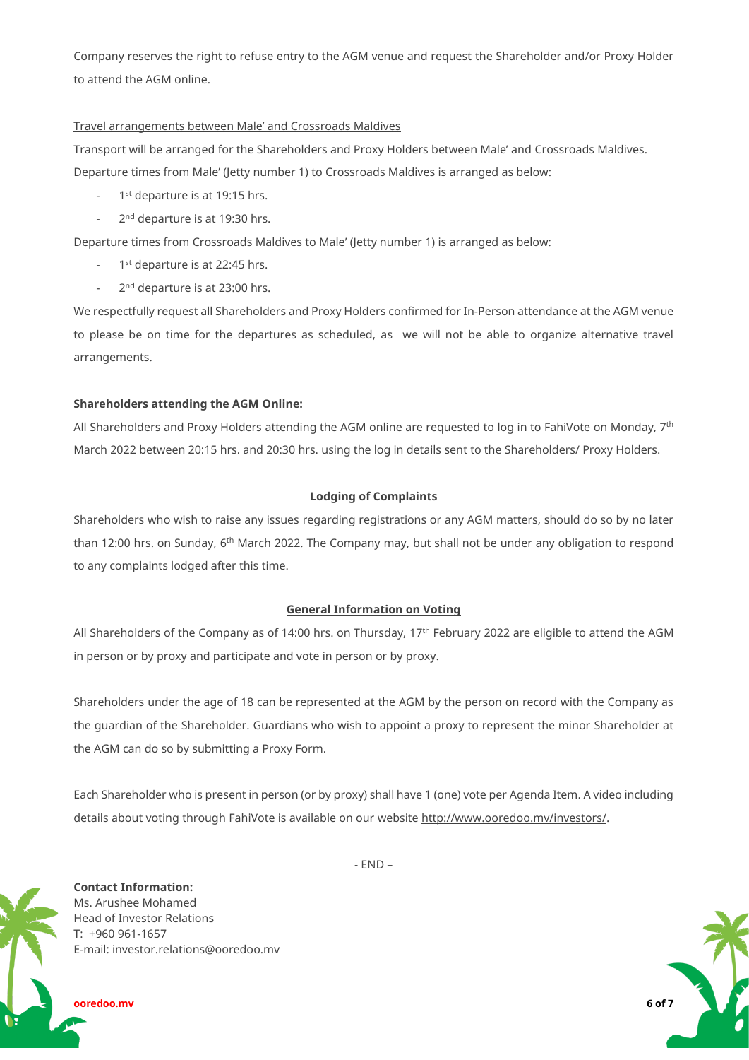Company reserves the right to refuse entry to the AGM venue and request the Shareholder and/or Proxy Holder to attend the AGM online.

Travel arrangements between Male' and Crossroads Maldives

Transport will be arranged for the Shareholders and Proxy Holders between Male' and Crossroads Maldives. Departure times from Male' (Jetty number 1) to Crossroads Maldives is arranged as below:

- 1st departure is at 19:15 hrs.
- 2nd departure is at 19:30 hrs.

Departure times from Crossroads Maldives to Male' (Jetty number 1) is arranged as below:

- 1st departure is at 22:45 hrs.
- 2nd departure is at 23:00 hrs.

We respectfully request all Shareholders and Proxy Holders confirmed for In-Person attendance at the AGM venue to please be on time for the departures as scheduled, as we will not be able to organize alternative travel arrangements.

**Shareholders attending the AGM Online:**

All Shareholders and Proxy Holders attending the AGM online are requested to log in to FahiVote on Monday, 7th March 2022 between 20:15 hrs. and 20:30 hrs. using the log in details sent to the Shareholders/ Proxy Holders.

## Lodging of Complaints

Shareholders who wish to raise any issues regarding registrations or any AGM matters, should do so by no later than 12:00 hrs. on Sunday, 6th March 2022. The Company may, but shall not be under any obligation to respond to any complaints lodged after this time.

## General Information on Voting

All Shareholders of the Company as of 14:00 hrs. on Thursday, 17th February 2022 are eligible to attend the AGM in person or by proxy and participate and vote in person or by proxy.

Shareholders under the age of 18 can be represented at the AGM by the person on record with the Company as the guardian of the Shareholder. Guardians who wish to appoint a proxy to represent the minor Shareholder at the AGM can do so by submitting a Proxy Form.

Each Shareholder who is present in person (or by proxy) shall have 1 (one) vote per Agenda Item. A video including details about voting through FahiVote is available on our website http://www.ooredoo.mv/investors/.

- END –

**Contact Information:**
Ms. Arushee Mohamed
Head of Investor Relations
T: +960 961-1657
E-mail: investor.relations@ooredoo.mv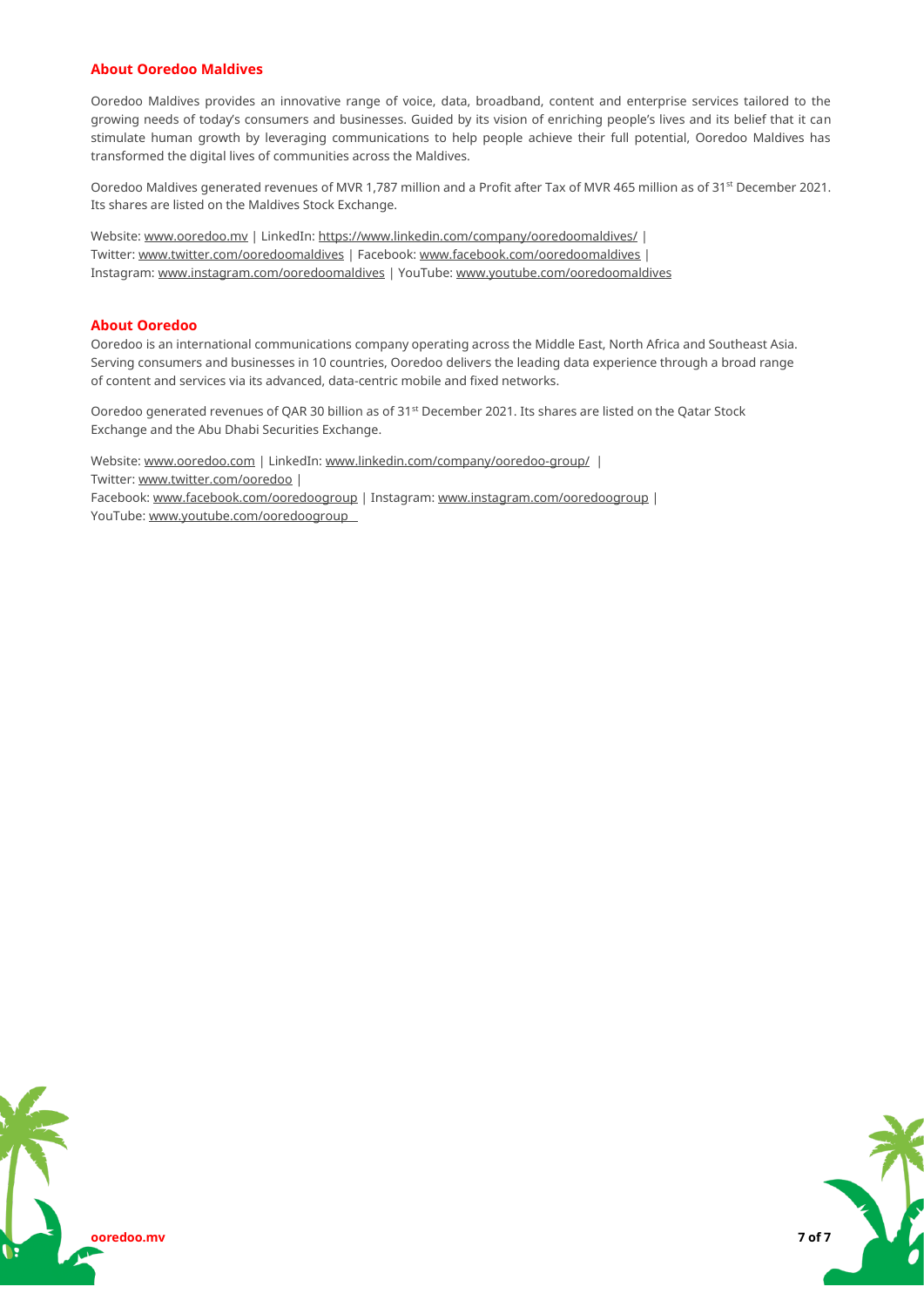## About Ooredoo Maldives

Ooredoo Maldives provides an innovative range of voice, data, broadband, content and enterprise services tailored to the growing needs of today's consumers and businesses. Guided by its vision of enriching people's lives and its belief that it can stimulate human growth by leveraging communications to help people achieve their full potential, Ooredoo Maldives has transformed the digital lives of communities across the Maldives.

Ooredoo Maldives generated revenues of MVR 1,787 million and a Profit after Tax of MVR 465 million as of 31st December 2021. Its shares are listed on the Maldives Stock Exchange.

Website: www.ooredoo.mv | LinkedIn: https://www.linkedin.com/company/ooredoomaldives/ | Twitter: www.twitter.com/ooredoomaldives | Facebook: www.facebook.com/ooredoomaldives | Instagram: www.instagram.com/ooredoomaldives | YouTube: www.youtube.com/ooredoomaldives

## About Ooredoo

Ooredoo is an international communications company operating across the Middle East, North Africa and Southeast Asia. Serving consumers and businesses in 10 countries, Ooredoo delivers the leading data experience through a broad range of content and services via its advanced, data-centric mobile and fixed networks.

Ooredoo generated revenues of QAR 30 billion as of 31st December 2021. Its shares are listed on the Qatar Stock Exchange and the Abu Dhabi Securities Exchange.

Website: www.ooredoo.com | LinkedIn: www.linkedin.com/company/ooredoo-group/ | Twitter: www.twitter.com/ooredoo | Facebook: www.facebook.com/ooredoogroup | Instagram: www.instagram.com/ooredoogroup | YouTube: www.youtube.com/ooredoogroup